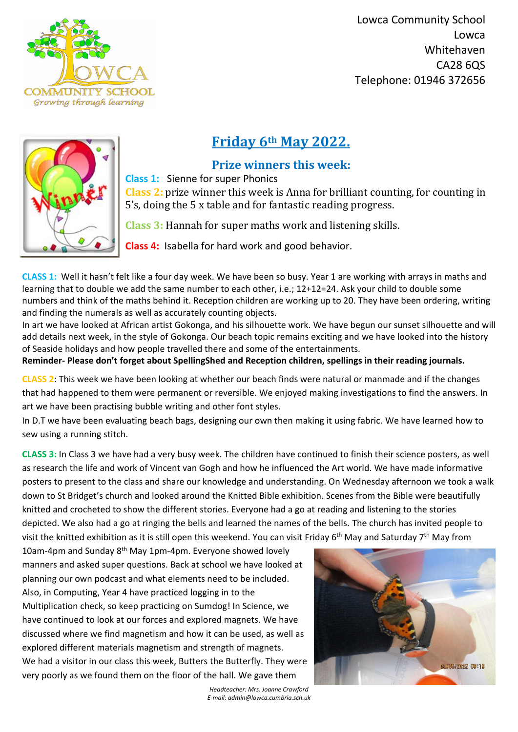Lowca Community School
Lowca
Whitehaven
CA28 6QS
Telephone: 01946 372656

# Friday 6th May 2022.

## Prize winners this week:

**Class 1:** Sienne for super Phonics

**Class 2:** prize winner this week is Anna for brilliant counting, for counting in 5's, doing the 5 x table and for fantastic reading progress.

**Class 3:** Hannah for super maths work and listening skills.

**Class 4:** Isabella for hard work and good behavior.

**CLASS 1:** Well it hasn't felt like a four day week. We have been so busy. Year 1 are working with arrays in maths and learning that to double we add the same number to each other, i.e.; 12+12=24. Ask your child to double some numbers and think of the maths behind it. Reception children are working up to 20. They have been ordering, writing and finding the numerals as well as accurately counting objects.

In art we have looked at African artist Gokonga, and his silhouette work. We have begun our sunset silhouette and will add details next week, in the style of Gokonga. Our beach topic remains exciting and we have looked into the history of Seaside holidays and how people travelled there and some of the entertainments.

**Reminder- Please don't forget about SpellingShed and Reception children, spellings in their reading journals.**

**CLASS 2**: This week we have been looking at whether our beach finds were natural or manmade and if the changes that had happened to them were permanent or reversible. We enjoyed making investigations to find the answers. In art we have been practising bubble writing and other font styles.

In D.T we have been evaluating beach bags, designing our own then making it using fabric. We have learned how to sew using a running stitch.

**CLASS 3:** In Class 3 we have had a very busy week. The children have continued to finish their science posters, as well as research the life and work of Vincent van Gogh and how he influenced the Art world. We have made informative posters to present to the class and share our knowledge and understanding. On Wednesday afternoon we took a walk down to St Bridget's church and looked around the Knitted Bible exhibition. Scenes from the Bible were beautifully knitted and crocheted to show the different stories. Everyone had a go at reading and listening to the stories depicted. We also had a go at ringing the bells and learned the names of the bells. The church has invited people to visit the knitted exhibition as it is still open this weekend. You can visit Friday 6th May and Saturday 7th May from 10am-4pm and Sunday 8th May 1pm-4pm. Everyone showed lovely manners and asked super questions. Back at school we have looked at planning our own podcast and what elements need to be included. Also, in Computing, Year 4 have practiced logging in to the Multiplication check, so keep practicing on Sumdog! In Science, we have continued to look at our forces and explored magnets. We have discussed where we find magnetism and how it can be used, as well as explored different materials magnetism and strength of magnets. We had a visitor in our class this week, Butters the Butterfly. They were very poorly as we found them on the floor of the hall. We gave them

*Headteacher: Mrs. Joanne Crawford*
*E-mail: admin@lowca.cumbria.sch.uk*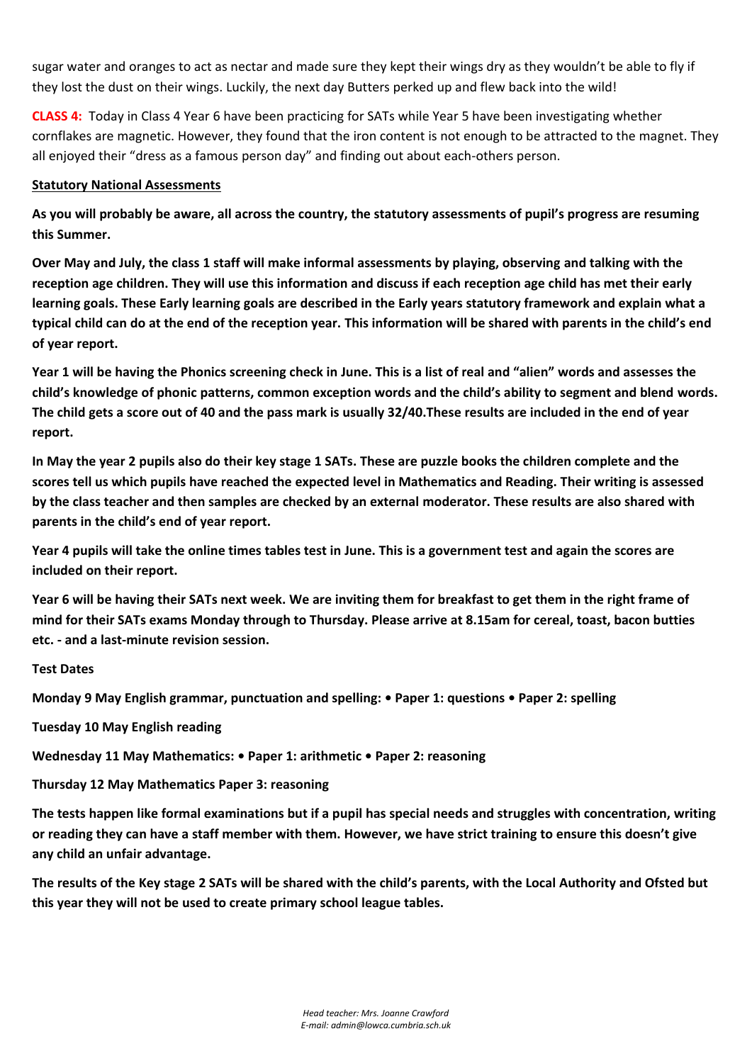sugar water and oranges to act as nectar and made sure they kept their wings dry as they wouldn't be able to fly if they lost the dust on their wings. Luckily, the next day Butters perked up and flew back into the wild!

**CLASS 4:** Today in Class 4 Year 6 have been practicing for SATs while Year 5 have been investigating whether cornflakes are magnetic. However, they found that the iron content is not enough to be attracted to the magnet. They all enjoyed their "dress as a famous person day" and finding out about each-others person.

**Statutory National Assessments**

**As you will probably be aware, all across the country, the statutory assessments of pupil's progress are resuming this Summer.**

**Over May and July, the class 1 staff will make informal assessments by playing, observing and talking with the reception age children. They will use this information and discuss if each reception age child has met their early learning goals. These Early learning goals are described in the Early years statutory framework and explain what a typical child can do at the end of the reception year. This information will be shared with parents in the child's end of year report.**

**Year 1 will be having the Phonics screening check in June. This is a list of real and "alien" words and assesses the child's knowledge of phonic patterns, common exception words and the child's ability to segment and blend words. The child gets a score out of 40 and the pass mark is usually 32/40.These results are included in the end of year report.**

**In May the year 2 pupils also do their key stage 1 SATs. These are puzzle books the children complete and the scores tell us which pupils have reached the expected level in Mathematics and Reading. Their writing is assessed by the class teacher and then samples are checked by an external moderator. These results are also shared with parents in the child's end of year report.**

**Year 4 pupils will take the online times tables test in June. This is a government test and again the scores are included on their report.**

**Year 6 will be having their SATs next week. We are inviting them for breakfast to get them in the right frame of mind for their SATs exams Monday through to Thursday. Please arrive at 8.15am for cereal, toast, bacon butties etc. - and a last-minute revision session.**

**Test Dates**

**Monday 9 May English grammar, punctuation and spelling: • Paper 1: questions • Paper 2: spelling**

**Tuesday 10 May English reading**

**Wednesday 11 May Mathematics: • Paper 1: arithmetic • Paper 2: reasoning**

**Thursday 12 May Mathematics Paper 3: reasoning**

**The tests happen like formal examinations but if a pupil has special needs and struggles with concentration, writing or reading they can have a staff member with them. However, we have strict training to ensure this doesn't give any child an unfair advantage.**

**The results of the Key stage 2 SATs will be shared with the child's parents, with the Local Authority and Ofsted but this year they will not be used to create primary school league tables.**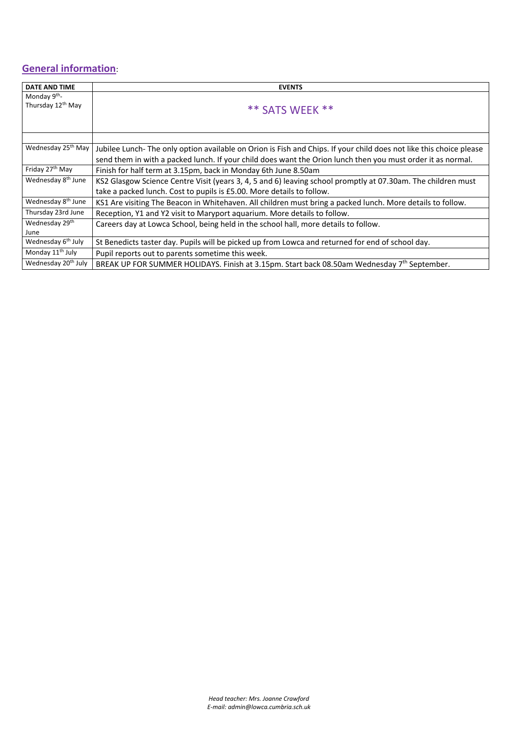## General information:

| DATE AND TIME | EVENTS |
|---|---|
| Monday 9th- Thursday 12th May | ** SATS WEEK ** |
| | |
| Wednesday 25th May | Jubilee Lunch- The only option available on Orion is Fish and Chips. If your child does not like this choice please send them in with a packed lunch. If your child does want the Orion lunch then you must order it as normal. |
| Friday 27th May | Finish for half term at 3.15pm, back in Monday 6th June 8.50am |
| Wednesday 8th June | KS2 Glasgow Science Centre Visit (years 3, 4, 5 and 6) leaving school promptly at 07.30am. The children must take a packed lunch. Cost to pupils is £5.00. More details to follow. |
| Wednesday 8th June | KS1 Are visiting The Beacon in Whitehaven. All children must bring a packed lunch. More details to follow. |
| Thursday 23rd June | Reception, Y1 and Y2 visit to Maryport aquarium. More details to follow. |
| Wednesday 29th June | Careers day at Lowca School, being held in the school hall, more details to follow. |
| Wednesday 6th July | St Benedicts taster day. Pupils will be picked up from Lowca and returned for end of school day. |
| Monday 11th July | Pupil reports out to parents sometime this week. |
| Wednesday 20th July | BREAK UP FOR SUMMER HOLIDAYS. Finish at 3.15pm. Start back 08.50am Wednesday 7th September. |

*Head teacher: Mrs. Joanne Crawford*
*E-mail: admin@lowca.cumbria.sch.uk*